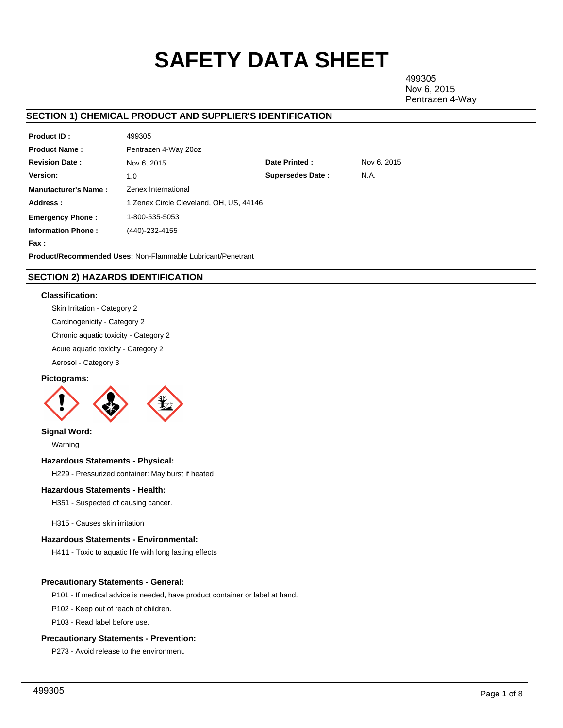# SAFETY DATA SHEET

499305
Nov 6, 2015
Pentrazen 4-Way

## SECTION 1) CHEMICAL PRODUCT AND SUPPLIER'S IDENTIFICATION

| | | | |
|---|---|---|---|
| **Product ID :** | 499305 | | |
| **Product Name :** | Pentrazen 4-Way 20oz | | |
| **Revision Date :** | Nov 6, 2015 | **Date Printed :** | Nov 6, 2015 |
| **Version:** | 1.0 | **Supersedes Date :** | N.A. |
| **Manufacturer's Name :** | Zenex International | | |
| **Address :** | 1 Zenex Circle Cleveland, OH, US, 44146 | | |
| **Emergency Phone :** | 1-800-535-5053 | | |
| **Information Phone :** | (440)-232-4155 | | |
| **Fax :** | | | |

**Product/Recommended Uses:** Non-Flammable Lubricant/Penetrant

## SECTION 2) HAZARDS IDENTIFICATION

### Classification:

Skin Irritation - Category 2

Carcinogenicity - Category 2

Chronic aquatic toxicity - Category 2

Acute aquatic toxicity - Category 2

Aerosol - Category 3

### Pictograms:

### Signal Word:

Warning

### Hazardous Statements - Physical:

H229 - Pressurized container: May burst if heated

### Hazardous Statements - Health:

H351 - Suspected of causing cancer.

H315 - Causes skin irritation

### Hazardous Statements - Environmental:

H411 - Toxic to aquatic life with long lasting effects

### Precautionary Statements - General:

P101 - If medical advice is needed, have product container or label at hand.

P102 - Keep out of reach of children.

P103 - Read label before use.

### Precautionary Statements - Prevention:

P273 - Avoid release to the environment.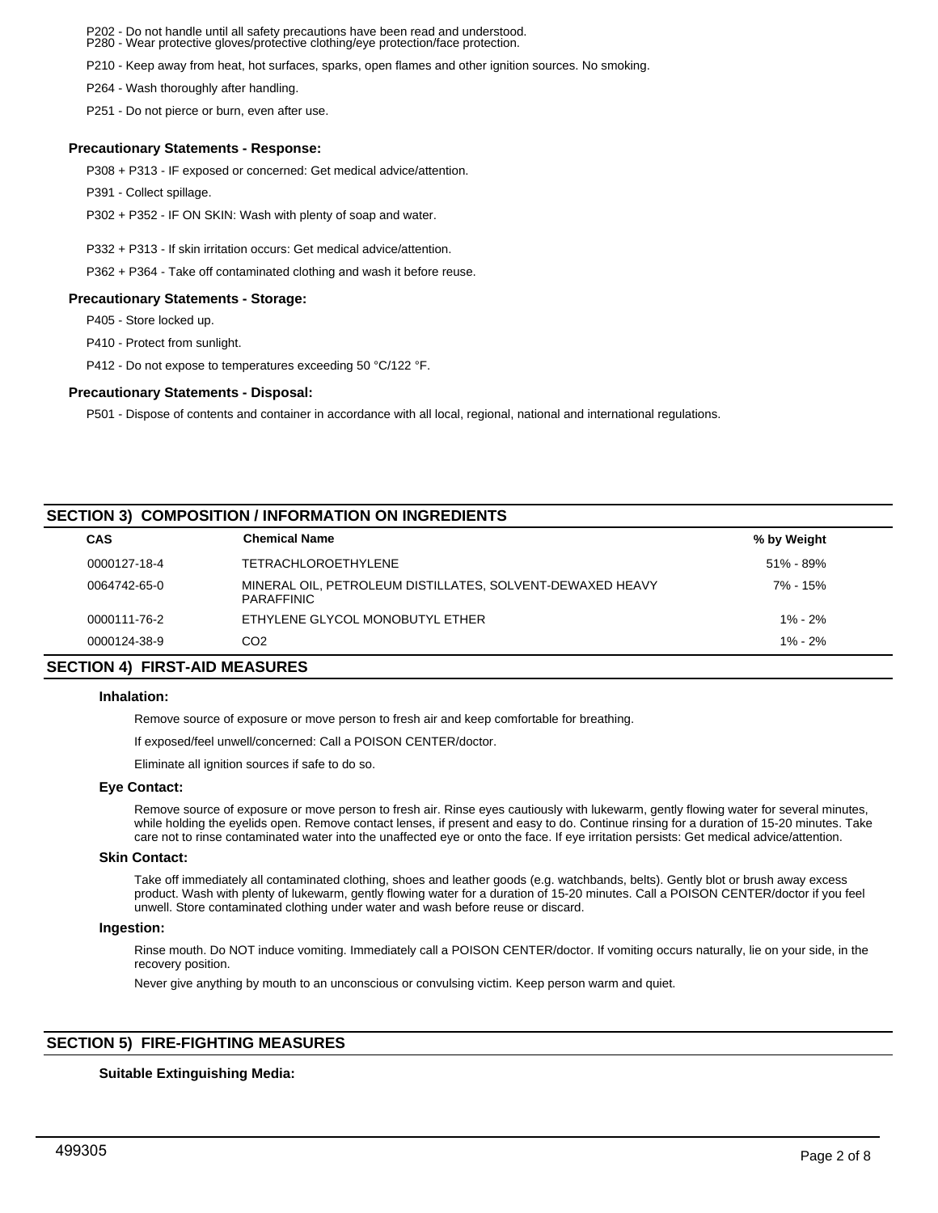P202 - Do not handle until all safety precautions have been read and understood.
P280 - Wear protective gloves/protective clothing/eye protection/face protection.

P210 - Keep away from heat, hot surfaces, sparks, open flames and other ignition sources. No smoking.

P264 - Wash thoroughly after handling.

P251 - Do not pierce or burn, even after use.

### Precautionary Statements - Response:

P308 + P313 - IF exposed or concerned: Get medical advice/attention.

P391 - Collect spillage.

P302 + P352 - IF ON SKIN: Wash with plenty of soap and water.

P332 + P313 - If skin irritation occurs: Get medical advice/attention.

P362 + P364 - Take off contaminated clothing and wash it before reuse.

### Precautionary Statements - Storage:

P405 - Store locked up.

P410 - Protect from sunlight.

P412 - Do not expose to temperatures exceeding 50 °C/122 °F.

### Precautionary Statements - Disposal:

P501 - Dispose of contents and container in accordance with all local, regional, national and international regulations.

## SECTION 3) COMPOSITION / INFORMATION ON INGREDIENTS

| CAS | Chemical Name | % by Weight |
|---|---|---|
| 0000127-18-4 | TETRACHLOROETHYLENE | 51% - 89% |
| 0064742-65-0 | MINERAL OIL, PETROLEUM DISTILLATES, SOLVENT-DEWAXED HEAVY PARAFFINIC | 7% - 15% |
| 0000111-76-2 | ETHYLENE GLYCOL MONOBUTYL ETHER | 1% - 2% |
| 0000124-38-9 | $CO_2$ | 1% - 2% |

## SECTION 4) FIRST-AID MEASURES

### Inhalation:

Remove source of exposure or move person to fresh air and keep comfortable for breathing.

If exposed/feel unwell/concerned: Call a POISON CENTER/doctor.

Eliminate all ignition sources if safe to do so.

### Eye Contact:

Remove source of exposure or move person to fresh air. Rinse eyes cautiously with lukewarm, gently flowing water for several minutes, while holding the eyelids open. Remove contact lenses, if present and easy to do. Continue rinsing for a duration of 15-20 minutes. Take care not to rinse contaminated water into the unaffected eye or onto the face. If eye irritation persists: Get medical advice/attention.

### Skin Contact:

Take off immediately all contaminated clothing, shoes and leather goods (e.g. watchbands, belts). Gently blot or brush away excess product. Wash with plenty of lukewarm, gently flowing water for a duration of 15-20 minutes. Call a POISON CENTER/doctor if you feel unwell. Store contaminated clothing under water and wash before reuse or discard.

### Ingestion:

Rinse mouth. Do NOT induce vomiting. Immediately call a POISON CENTER/doctor. If vomiting occurs naturally, lie on your side, in the recovery position.

Never give anything by mouth to an unconscious or convulsing victim. Keep person warm and quiet.

## SECTION 5) FIRE-FIGHTING MEASURES

### Suitable Extinguishing Media: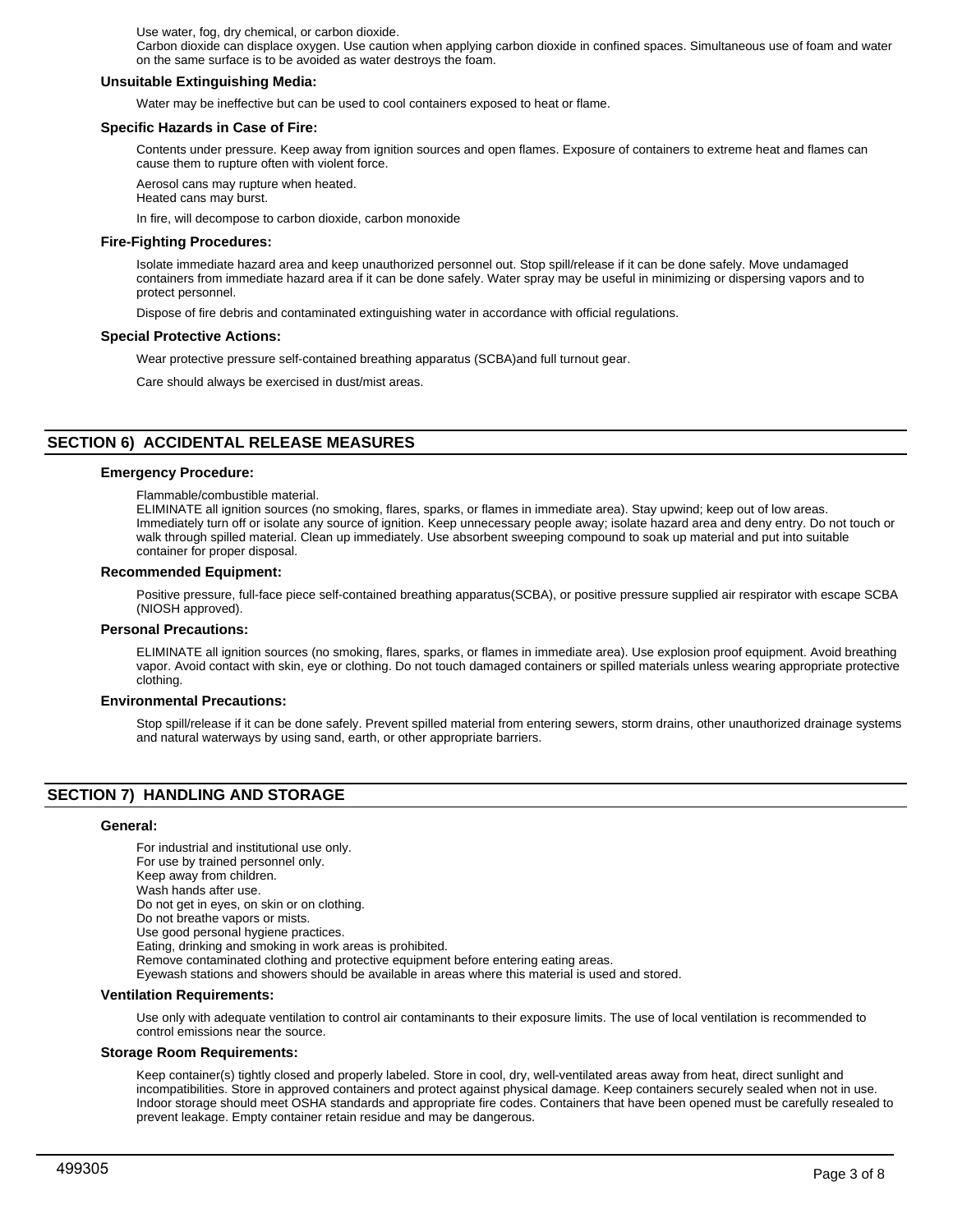Use water, fog, dry chemical, or carbon dioxide.
Carbon dioxide can displace oxygen. Use caution when applying carbon dioxide in confined spaces. Simultaneous use of foam and water on the same surface is to be avoided as water destroys the foam.

**Unsuitable Extinguishing Media:**

Water may be ineffective but can be used to cool containers exposed to heat or flame.

**Specific Hazards in Case of Fire:**

Contents under pressure. Keep away from ignition sources and open flames. Exposure of containers to extreme heat and flames can cause them to rupture often with violent force.

Aerosol cans may rupture when heated.
Heated cans may burst.

In fire, will decompose to carbon dioxide, carbon monoxide

**Fire-Fighting Procedures:**

Isolate immediate hazard area and keep unauthorized personnel out. Stop spill/release if it can be done safely. Move undamaged containers from immediate hazard area if it can be done safely. Water spray may be useful in minimizing or dispersing vapors and to protect personnel.

Dispose of fire debris and contaminated extinguishing water in accordance with official regulations.

**Special Protective Actions:**

Wear protective pressure self-contained breathing apparatus (SCBA)and full turnout gear.

Care should always be exercised in dust/mist areas.

## SECTION 6) ACCIDENTAL RELEASE MEASURES

**Emergency Procedure:**

Flammable/combustible material.
ELIMINATE all ignition sources (no smoking, flares, sparks, or flames in immediate area). Stay upwind; keep out of low areas. Immediately turn off or isolate any source of ignition. Keep unnecessary people away; isolate hazard area and deny entry. Do not touch or walk through spilled material. Clean up immediately. Use absorbent sweeping compound to soak up material and put into suitable container for proper disposal.

**Recommended Equipment:**

Positive pressure, full-face piece self-contained breathing apparatus(SCBA), or positive pressure supplied air respirator with escape SCBA (NIOSH approved).

**Personal Precautions:**

ELIMINATE all ignition sources (no smoking, flares, sparks, or flames in immediate area). Use explosion proof equipment. Avoid breathing vapor. Avoid contact with skin, eye or clothing. Do not touch damaged containers or spilled materials unless wearing appropriate protective clothing.

**Environmental Precautions:**

Stop spill/release if it can be done safely. Prevent spilled material from entering sewers, storm drains, other unauthorized drainage systems and natural waterways by using sand, earth, or other appropriate barriers.

## SECTION 7) HANDLING AND STORAGE

**General:**

For industrial and institutional use only.
For use by trained personnel only.
Keep away from children.
Wash hands after use.
Do not get in eyes, on skin or on clothing.
Do not breathe vapors or mists.
Use good personal hygiene practices.
Eating, drinking and smoking in work areas is prohibited.
Remove contaminated clothing and protective equipment before entering eating areas.
Eyewash stations and showers should be available in areas where this material is used and stored.

**Ventilation Requirements:**

Use only with adequate ventilation to control air contaminants to their exposure limits. The use of local ventilation is recommended to control emissions near the source.

**Storage Room Requirements:**

Keep container(s) tightly closed and properly labeled. Store in cool, dry, well-ventilated areas away from heat, direct sunlight and incompatibilities. Store in approved containers and protect against physical damage. Keep containers securely sealed when not in use. Indoor storage should meet OSHA standards and appropriate fire codes. Containers that have been opened must be carefully resealed to prevent leakage. Empty container retain residue and may be dangerous.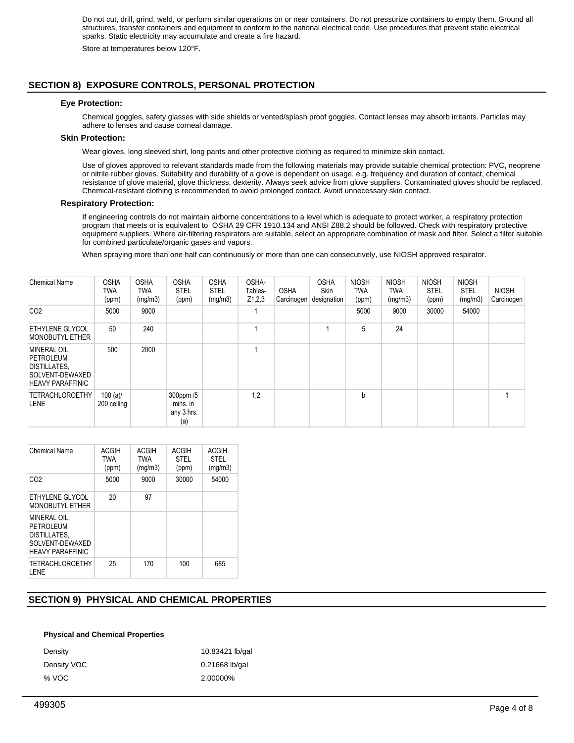Do not cut, drill, grind, weld, or perform similar operations on or near containers. Do not pressurize containers to empty them. Ground all structures, transfer containers and equipment to conform to the national electrical code. Use procedures that prevent static electrical sparks. Static electricity may accumulate and create a fire hazard.

Store at temperatures below 120°F.

## SECTION 8) EXPOSURE CONTROLS, PERSONAL PROTECTION

### Eye Protection:

Chemical goggles, safety glasses with side shields or vented/splash proof goggles. Contact lenses may absorb irritants. Particles may adhere to lenses and cause corneal damage.

### Skin Protection:

Wear gloves, long sleeved shirt, long pants and other protective clothing as required to minimize skin contact.

Use of gloves approved to relevant standards made from the following materials may provide suitable chemical protection: PVC, neoprene or nitrile rubber gloves. Suitability and durability of a glove is dependent on usage, e.g. frequency and duration of contact, chemical resistance of glove material, glove thickness, dexterity. Always seek advice from glove suppliers. Contaminated gloves should be replaced. Chemical-resistant clothing is recommended to avoid prolonged contact. Avoid unnecessary skin contact.

### Respiratory Protection:

If engineering controls do not maintain airborne concentrations to a level which is adequate to protect worker, a respiratory protection program that meets or is equivalent to OSHA 29 CFR 1910.134 and ANSI Z88.2 should be followed. Check with respiratory protective equipment suppliers. Where air-filtering respirators are suitable, select an appropriate combination of mask and filter. Select a filter suitable for combined particulate/organic gases and vapors.

When spraying more than one half can continuously or more than one can consecutively, use NIOSH approved respirator.

| Chemical Name | OSHA TWA (ppm) | OSHA TWA (mg/m3) | OSHA STEL (ppm) | OSHA STEL (mg/m3) | OSHA-Tables-Z1,2,3 | OSHA Carcinogen | OSHA Skin designation | NIOSH TWA (ppm) | NIOSH TWA (mg/m3) | NIOSH STEL (ppm) | NIOSH STEL (mg/m3) | NIOSH Carcinogen |
|---|---|---|---|---|---|---|---|---|---|---|---|---|
| CO2 | 5000 | 9000 | | | 1 | | | 5000 | 9000 | 30000 | 54000 | |
| ETHYLENE GLYCOL MONOBUTYL ETHER | 50 | 240 | | | 1 | | 1 | 5 | 24 | | | |
| MINERAL OIL, PETROLEUM DISTILLATES, SOLVENT-DEWAXED HEAVY PARAFFINIC | 500 | 2000 | | | 1 | | | | | | | |
| TETRACHLOROETHYLENE | 100 (a)/ 200 ceiling | | 300ppm /5 mins. in any 3 hrs. (a) | | 1,2 | | | b | | | | 1 |

| Chemical Name | ACGIH TWA (ppm) | ACGIH TWA (mg/m3) | ACGIH STEL (ppm) | ACGIH STEL (mg/m3) |
|---|---|---|---|---|
| CO2 | 5000 | 9000 | 30000 | 54000 |
| ETHYLENE GLYCOL MONOBUTYL ETHER | 20 | 97 | | |
| MINERAL OIL, PETROLEUM DISTILLATES, SOLVENT-DEWAXED HEAVY PARAFFINIC | | | | |
| TETRACHLOROETHYLENE | 25 | 170 | 100 | 685 |

## SECTION 9) PHYSICAL AND CHEMICAL PROPERTIES

**Physical and Chemical Properties**

| | |
|---|---|
| Density | 10.83421 lb/gal |
| Density VOC | 0.21668 lb/gal |
| % VOC | 2.00000% |

499305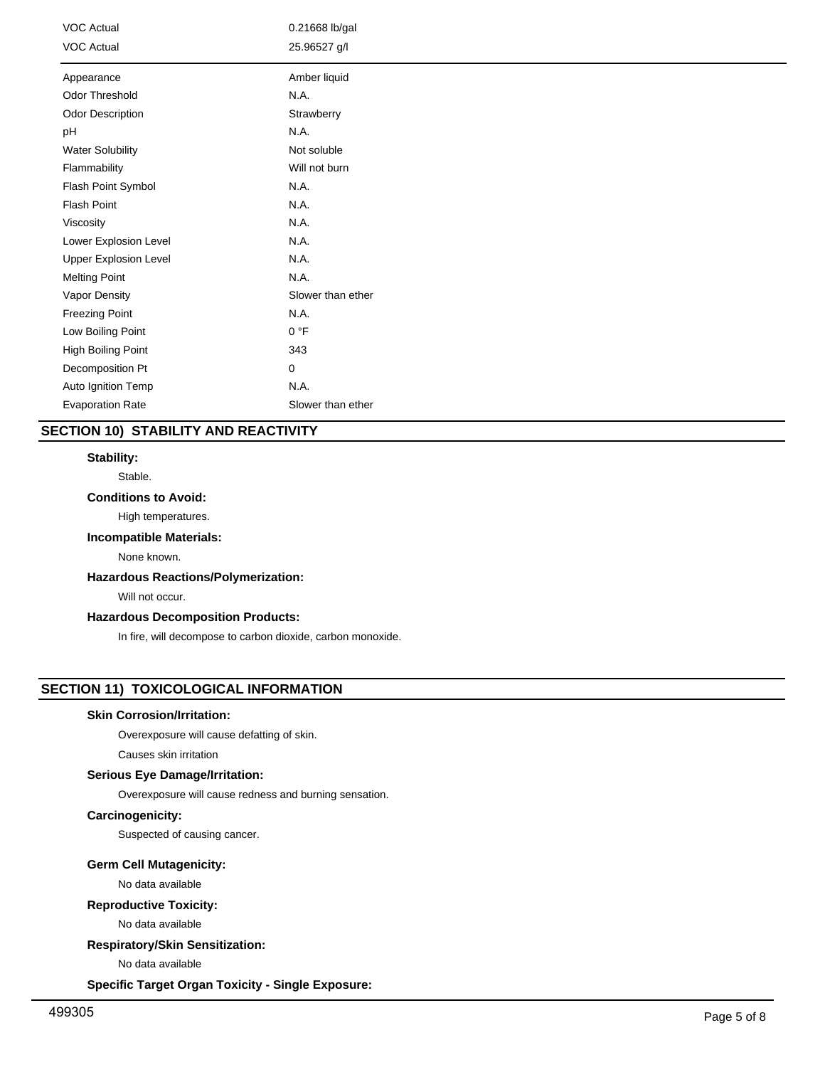| | |
|---|---|
| VOC Actual | 0.21668 lb/gal |
| VOC Actual | 25.96527 g/l |

| | |
|---|---|
| Appearance | Amber liquid |
| Odor Threshold | N.A. |
| Odor Description | Strawberry |
| pH | N.A. |
| Water Solubility | Not soluble |
| Flammability | Will not burn |
| Flash Point Symbol | N.A. |
| Flash Point | N.A. |
| Viscosity | N.A. |
| Lower Explosion Level | N.A. |
| Upper Explosion Level | N.A. |
| Melting Point | N.A. |
| Vapor Density | Slower than ether |
| Freezing Point | N.A. |
| Low Boiling Point | 0 °F |
| High Boiling Point | 343 |
| Decomposition Pt | 0 |
| Auto Ignition Temp | N.A. |
| Evaporation Rate | Slower than ether |

## SECTION 10) STABILITY AND REACTIVITY

**Stability:**

Stable.

**Conditions to Avoid:**

High temperatures.

**Incompatible Materials:**

None known.

**Hazardous Reactions/Polymerization:**

Will not occur.

**Hazardous Decomposition Products:**

In fire, will decompose to carbon dioxide, carbon monoxide.

## SECTION 11) TOXICOLOGICAL INFORMATION

**Skin Corrosion/Irritation:**

Overexposure will cause defatting of skin.

Causes skin irritation

**Serious Eye Damage/Irritation:**

Overexposure will cause redness and burning sensation.

**Carcinogenicity:**

Suspected of causing cancer.

**Germ Cell Mutagenicity:**

No data available

**Reproductive Toxicity:**

No data available

**Respiratory/Skin Sensitization:**

No data available

**Specific Target Organ Toxicity - Single Exposure:**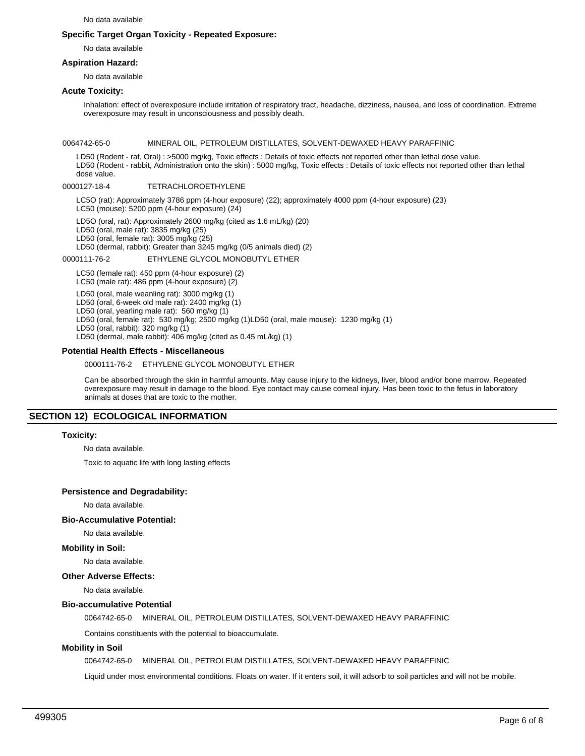No data available

**Specific Target Organ Toxicity - Repeated Exposure:**

No data available

**Aspiration Hazard:**

No data available

**Acute Toxicity:**

Inhalation: effect of overexposure include irritation of respiratory tract, headache, dizziness, nausea, and loss of coordination. Extreme overexposure may result in unconsciousness and possibly death.

0064742-65-0 MINERAL OIL, PETROLEUM DISTILLATES, SOLVENT-DEWAXED HEAVY PARAFFINIC

LD50 (Rodent - rat, Oral) : >5000 mg/kg, Toxic effects : Details of toxic effects not reported other than lethal dose value.
LD50 (Rodent - rabbit, Administration onto the skin) : 5000 mg/kg, Toxic effects : Details of toxic effects not reported other than lethal dose value.

0000127-18-4 TETRACHLOROETHYLENE

LC5O (rat): Approximately 3786 ppm (4-hour exposure) (22); approximately 4000 ppm (4-hour exposure) (23)
LC50 (mouse): 5200 ppm (4-hour exposure) (24)

LD5O (oral, rat): Approximately 2600 mg/kg (cited as 1.6 mL/kg) (20)
LD50 (oral, male rat): 3835 mg/kg (25)
LD50 (oral, female rat): 3005 mg/kg (25)
LD50 (dermal, rabbit): Greater than 3245 mg/kg (0/5 animals died) (2)

0000111-76-2 ETHYLENE GLYCOL MONOBUTYL ETHER

LC50 (female rat): 450 ppm (4-hour exposure) (2)
LC50 (male rat): 486 ppm (4-hour exposure) (2)

LD50 (oral, male weanling rat): 3000 mg/kg (1)
LD50 (oral, 6-week old male rat): 2400 mg/kg (1)
LD50 (oral, yearling male rat): 560 mg/kg (1)
LD50 (oral, female rat): 530 mg/kg; 2500 mg/kg (1)LD50 (oral, male mouse): 1230 mg/kg (1)
LD50 (oral, rabbit): 320 mg/kg (1)
LD50 (dermal, male rabbit): 406 mg/kg (cited as 0.45 mL/kg) (1)

**Potential Health Effects - Miscellaneous**

0000111-76-2 ETHYLENE GLYCOL MONOBUTYL ETHER

Can be absorbed through the skin in harmful amounts. May cause injury to the kidneys, liver, blood and/or bone marrow. Repeated overexposure may result in damage to the blood. Eye contact may cause corneal injury. Has been toxic to the fetus in laboratory animals at doses that are toxic to the mother.

## SECTION 12) ECOLOGICAL INFORMATION

**Toxicity:**

No data available.

Toxic to aquatic life with long lasting effects

**Persistence and Degradability:**

No data available.

**Bio-Accumulative Potential:**

No data available.

**Mobility in Soil:**

No data available.

**Other Adverse Effects:**

No data available.

**Bio-accumulative Potential**

0064742-65-0 MINERAL OIL, PETROLEUM DISTILLATES, SOLVENT-DEWAXED HEAVY PARAFFINIC

Contains constituents with the potential to bioaccumulate.

**Mobility in Soil**

0064742-65-0 MINERAL OIL, PETROLEUM DISTILLATES, SOLVENT-DEWAXED HEAVY PARAFFINIC

Liquid under most environmental conditions. Floats on water. If it enters soil, it will adsorb to soil particles and will not be mobile.

499305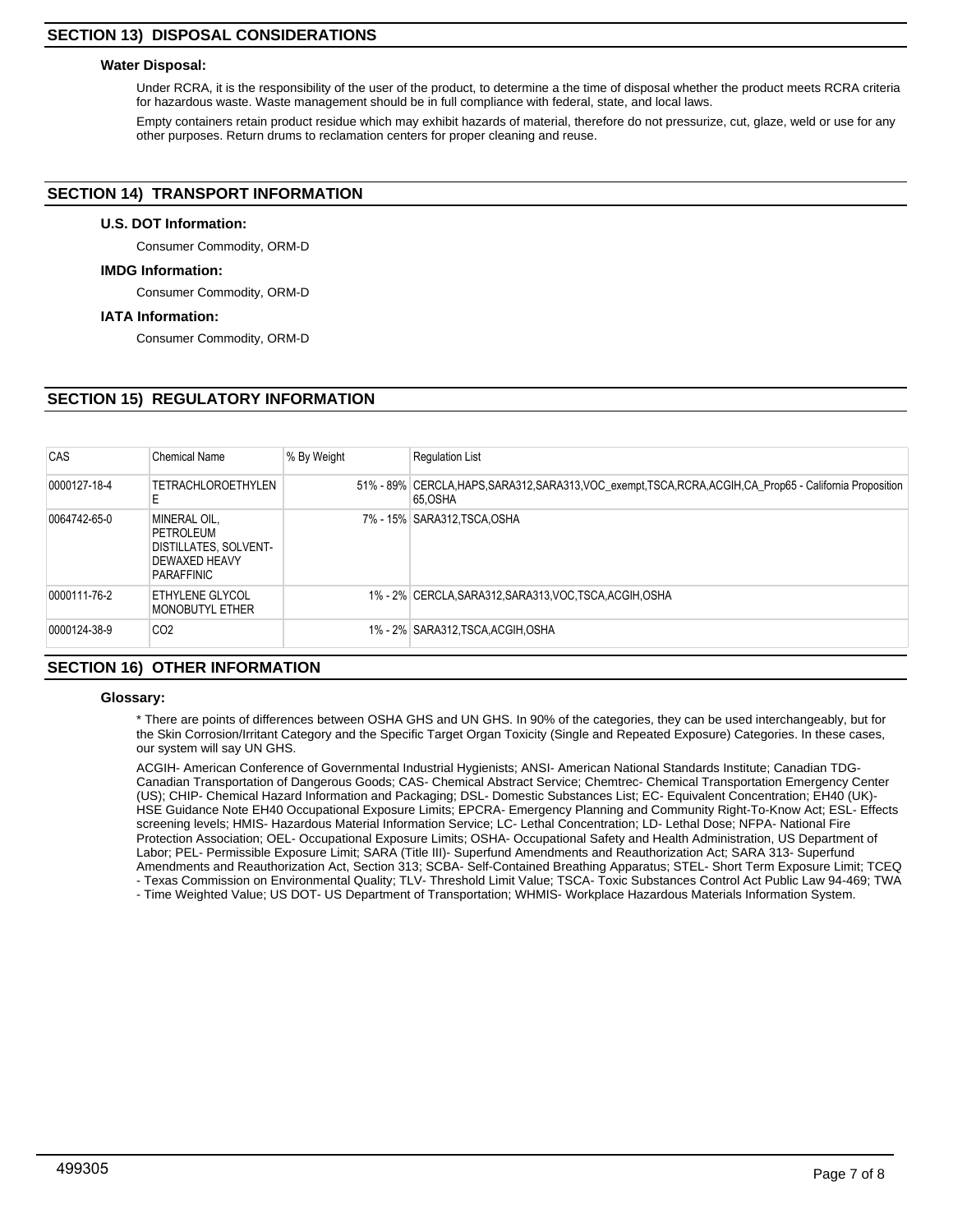## SECTION 13) DISPOSAL CONSIDERATIONS

### Water Disposal:

Under RCRA, it is the responsibility of the user of the product, to determine a the time of disposal whether the product meets RCRA criteria for hazardous waste. Waste management should be in full compliance with federal, state, and local laws.

Empty containers retain product residue which may exhibit hazards of material, therefore do not pressurize, cut, glaze, weld or use for any other purposes. Return drums to reclamation centers for proper cleaning and reuse.

## SECTION 14) TRANSPORT INFORMATION

### U.S. DOT Information:

Consumer Commodity, ORM-D

### IMDG Information:

Consumer Commodity, ORM-D

### IATA Information:

Consumer Commodity, ORM-D

## SECTION 15) REGULATORY INFORMATION

| CAS | Chemical Name | % By Weight | Regulation List |
|---|---|---|---|
| 0000127-18-4 | TETRACHLOROETHYLENE | 51% - 89% | CERCLA,HAPS,SARA312,SARA313,VOC_exempt,TSCA,RCRA,ACGIH,CA_Prop65 - California Proposition 65,OSHA |
| 0064742-65-0 | MINERAL OIL, PETROLEUM DISTILLATES, SOLVENT-DEWAXED HEAVY PARAFFINIC | 7% - 15% | SARA312,TSCA,OSHA |
| 0000111-76-2 | ETHYLENE GLYCOL MONOBUTYL ETHER | 1% - 2% | CERCLA,SARA312,SARA313,VOC,TSCA,ACGIH,OSHA |
| 0000124-38-9 | CO2 | 1% - 2% | SARA312,TSCA,ACGIH,OSHA |

## SECTION 16) OTHER INFORMATION

### Glossary:

* There are points of differences between OSHA GHS and UN GHS. In 90% of the categories, they can be used interchangeably, but for the Skin Corrosion/Irritant Category and the Specific Target Organ Toxicity (Single and Repeated Exposure) Categories. In these cases, our system will say UN GHS.

ACGIH- American Conference of Governmental Industrial Hygienists; ANSI- American National Standards Institute; Canadian TDG- Canadian Transportation of Dangerous Goods; CAS- Chemical Abstract Service; Chemtrec- Chemical Transportation Emergency Center (US); CHIP- Chemical Hazard Information and Packaging; DSL- Domestic Substances List; EC- Equivalent Concentration; EH40 (UK)- HSE Guidance Note EH40 Occupational Exposure Limits; EPCRA- Emergency Planning and Community Right-To-Know Act; ESL- Effects screening levels; HMIS- Hazardous Material Information Service; LC- Lethal Concentration; LD- Lethal Dose; NFPA- National Fire Protection Association; OEL- Occupational Exposure Limits; OSHA- Occupational Safety and Health Administration, US Department of Labor; PEL- Permissible Exposure Limit; SARA (Title III)- Superfund Amendments and Reauthorization Act; SARA 313- Superfund Amendments and Reauthorization Act, Section 313; SCBA- Self-Contained Breathing Apparatus; STEL- Short Term Exposure Limit; TCEQ - Texas Commission on Environmental Quality; TLV- Threshold Limit Value; TSCA- Toxic Substances Control Act Public Law 94-469; TWA - Time Weighted Value; US DOT- US Department of Transportation; WHMIS- Workplace Hazardous Materials Information System.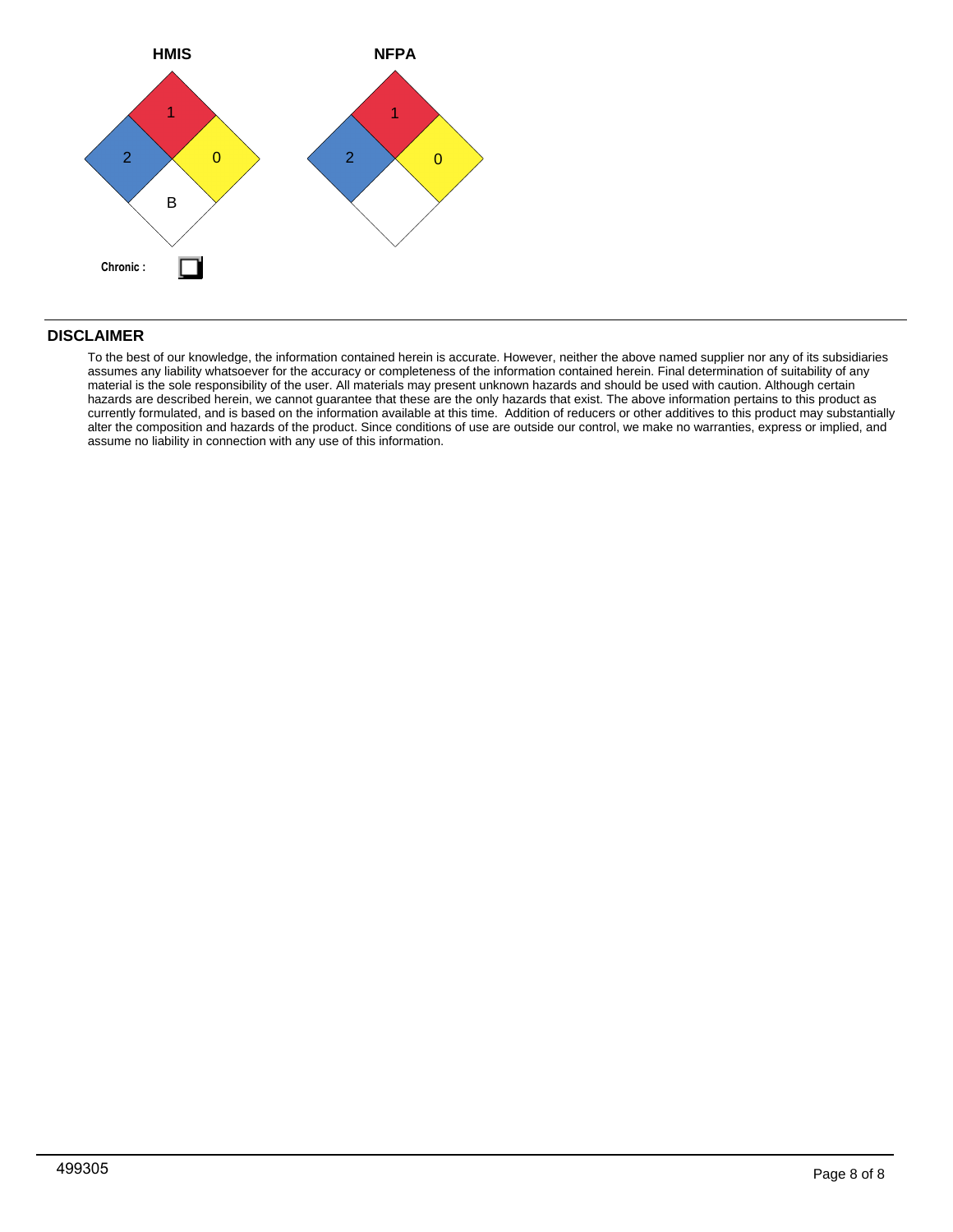**HMIS**

1

2

0

B

Chronic :

**NFPA**

1

2

0

## DISCLAIMER

To the best of our knowledge, the information contained herein is accurate. However, neither the above named supplier nor any of its subsidiaries assumes any liability whatsoever for the accuracy or completeness of the information contained herein. Final determination of suitability of any material is the sole responsibility of the user. All materials may present unknown hazards and should be used with caution. Although certain hazards are described herein, we cannot guarantee that these are the only hazards that exist. The above information pertains to this product as currently formulated, and is based on the information available at this time. Addition of reducers or other additives to this product may substantially alter the composition and hazards of the product. Since conditions of use are outside our control, we make no warranties, express or implied, and assume no liability in connection with any use of this information.